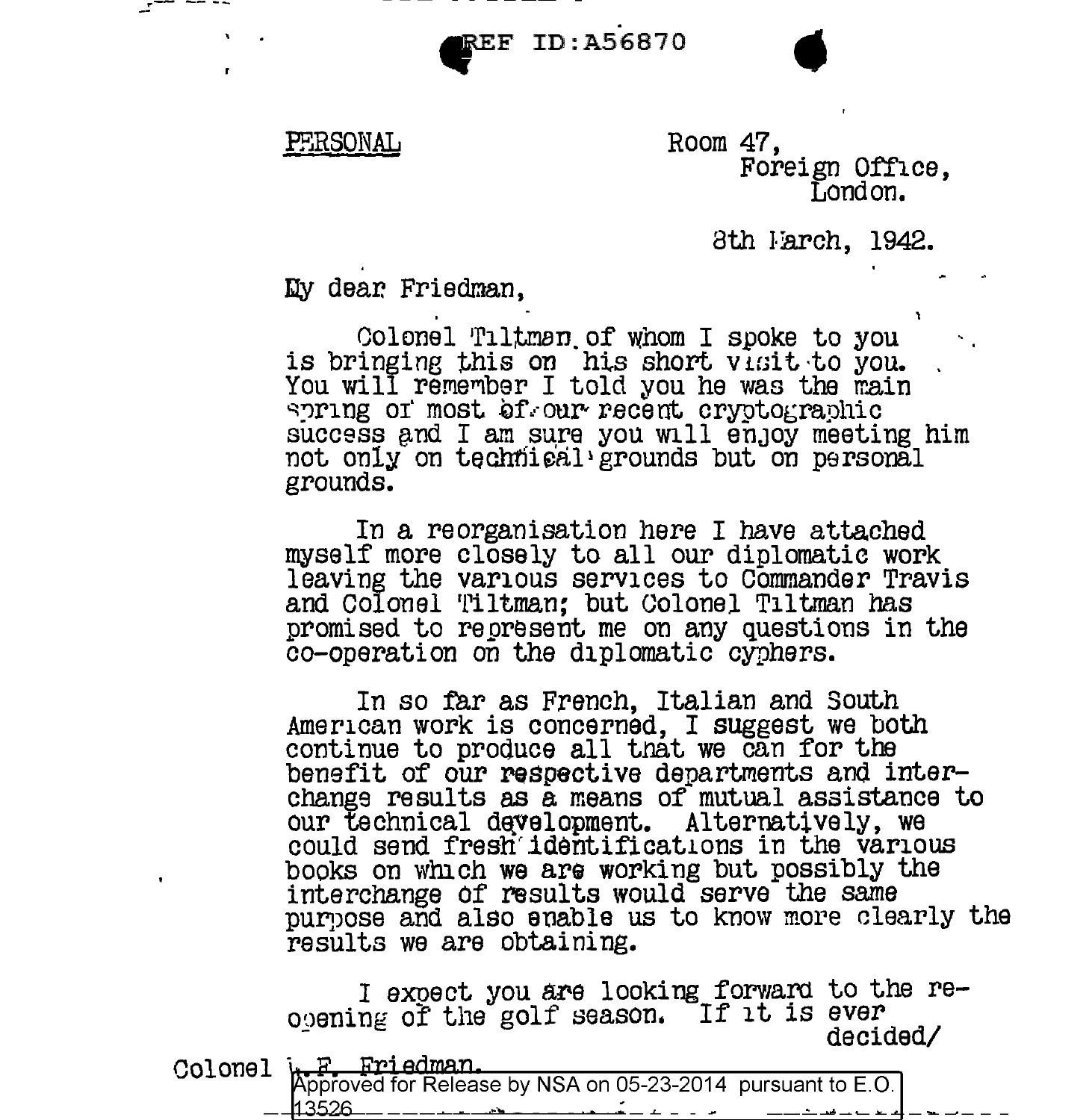PERSONAL

Room 47,
Foreign Office,
London.

8th March, 1942.

My dear Friedman,

Colonel Tiltman of whom I spoke to you is bringing this on his short visit to you. You will remember I told you he was the main spring of most of our recent cryptographic success and I am sure you will enjoy meeting him not only on technical grounds but on personal grounds.

In a reorganisation here I have attached myself more closely to all our diplomatic work leaving the various services to Commander Travis and Colonel Tiltman; but Colonel Tiltman has promised to represent me on any questions in the co-operation on the diplomatic cyphers.

In so far as French, Italian and South American work is concerned, I suggest we both continue to produce all that we can for the benefit of our respective departments and interchange results as a means of mutual assistance to our technical development. Alternatively, we could send fresh identifications in the various books on which we are working but possibly the interchange of results would serve the same purpose and also enable us to know more clearly the results we are obtaining.

I expect you are looking forward to the re-opening of the golf season. If it is ever decided/

Colonel W. F. Friedman.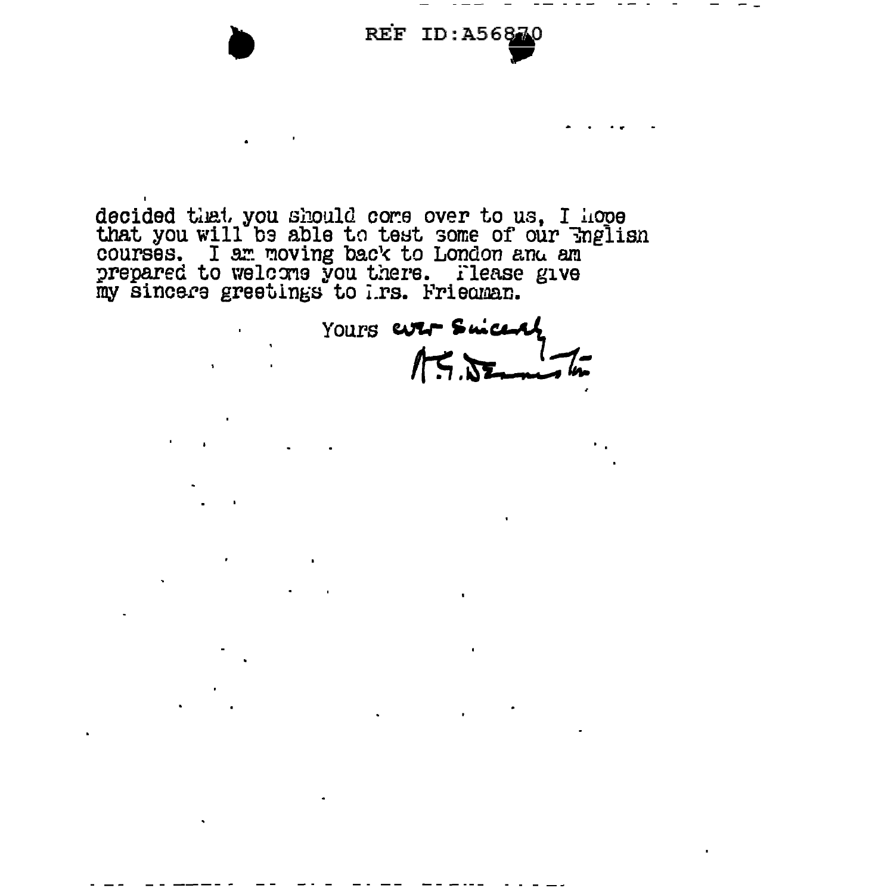decided that you should come over to us, I hope that you will be able to test some of our English courses. I am moving back to London and am prepared to welcome you there. Please give my sincere greetings to Mrs. Friedman.

Yours ever sincerely
A.G. Denniston